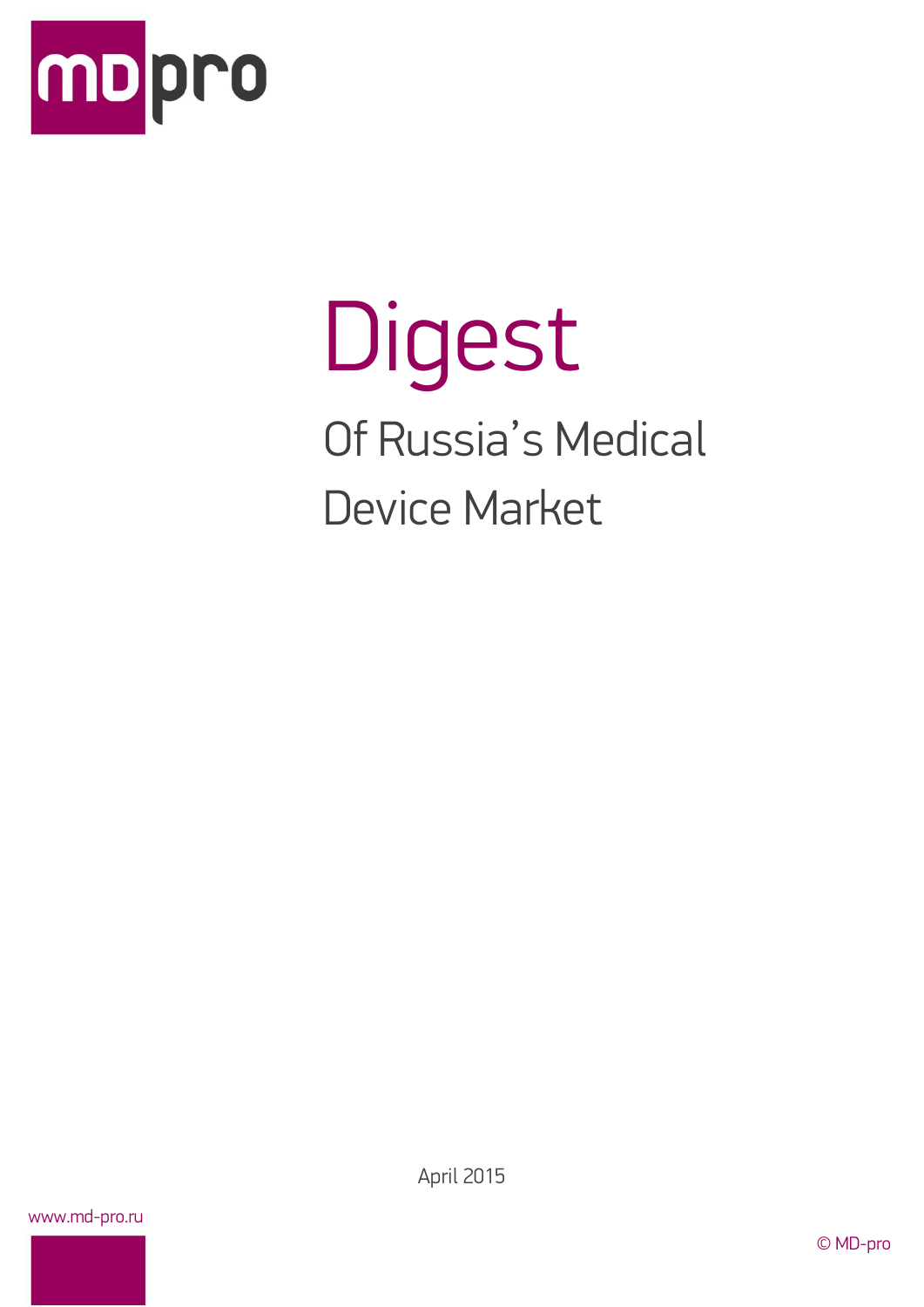mdpro

# Digest

## Of Russia's Medical Device Market

April 2015

www.md-pro.ru

© MD-pro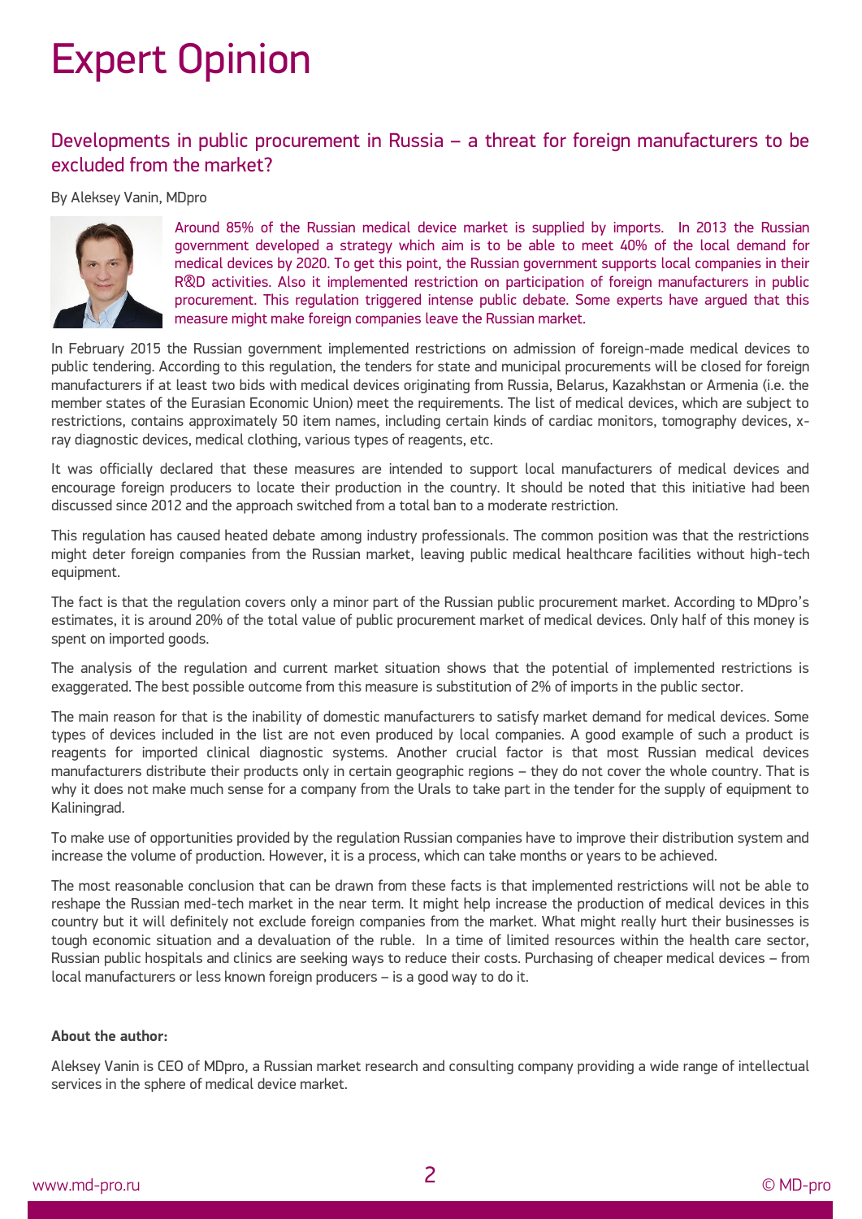# Expert Opinion

## Developments in public procurement in Russia – a threat for foreign manufacturers to be excluded from the market?

By Aleksey Vanin, MDpro

Around 85% of the Russian medical device market is supplied by imports. In 2013 the Russian government developed a strategy which aim is to be able to meet 40% of the local demand for medical devices by 2020. To get this point, the Russian government supports local companies in their R&D activities. Also it implemented restriction on participation of foreign manufacturers in public procurement. This regulation triggered intense public debate. Some experts have argued that this measure might make foreign companies leave the Russian market.

In February 2015 the Russian government implemented restrictions on admission of foreign-made medical devices to public tendering. According to this regulation, the tenders for state and municipal procurements will be closed for foreign manufacturers if at least two bids with medical devices originating from Russia, Belarus, Kazakhstan or Armenia (i.e. the member states of the Eurasian Economic Union) meet the requirements. The list of medical devices, which are subject to restrictions, contains approximately 50 item names, including certain kinds of cardiac monitors, tomography devices, x-ray diagnostic devices, medical clothing, various types of reagents, etc.

It was officially declared that these measures are intended to support local manufacturers of medical devices and encourage foreign producers to locate their production in the country. It should be noted that this initiative had been discussed since 2012 and the approach switched from a total ban to a moderate restriction.

This regulation has caused heated debate among industry professionals. The common position was that the restrictions might deter foreign companies from the Russian market, leaving public medical healthcare facilities without high-tech equipment.

The fact is that the regulation covers only a minor part of the Russian public procurement market. According to MDpro's estimates, it is around 20% of the total value of public procurement market of medical devices. Only half of this money is spent on imported goods.

The analysis of the regulation and current market situation shows that the potential of implemented restrictions is exaggerated. The best possible outcome from this measure is substitution of 2% of imports in the public sector.

The main reason for that is the inability of domestic manufacturers to satisfy market demand for medical devices. Some types of devices included in the list are not even produced by local companies. A good example of such a product is reagents for imported clinical diagnostic systems. Another crucial factor is that most Russian medical devices manufacturers distribute their products only in certain geographic regions – they do not cover the whole country. That is why it does not make much sense for a company from the Urals to take part in the tender for the supply of equipment to Kaliningrad.

To make use of opportunities provided by the regulation Russian companies have to improve their distribution system and increase the volume of production. However, it is a process, which can take months or years to be achieved.

The most reasonable conclusion that can be drawn from these facts is that implemented restrictions will not be able to reshape the Russian med-tech market in the near term. It might help increase the production of medical devices in this country but it will definitely not exclude foreign companies from the market. What might really hurt their businesses is tough economic situation and a devaluation of the ruble. In a time of limited resources within the health care sector, Russian public hospitals and clinics are seeking ways to reduce their costs. Purchasing of cheaper medical devices – from local manufacturers or less known foreign producers – is a good way to do it.

**About the author:**

Aleksey Vanin is CEO of MDpro, a Russian market research and consulting company providing a wide range of intellectual services in the sphere of medical device market.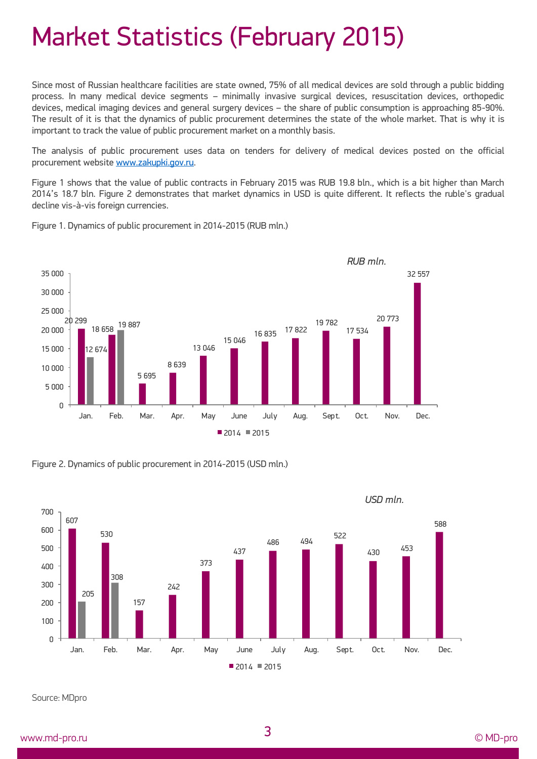# Market Statistics (February 2015)

Since most of Russian healthcare facilities are state owned, 75% of all medical devices are sold through a public bidding process. In many medical device segments – minimally invasive surgical devices, resuscitation devices, orthopedic devices, medical imaging devices and general surgery devices – the share of public consumption is approaching 85-90%. The result of it is that the dynamics of public procurement determines the state of the whole market. That is why it is important to track the value of public procurement market on a monthly basis.

The analysis of public procurement uses data on tenders for delivery of medical devices posted on the official procurement website [www.zakupki.gov.ru](http://www.zakupki.gov.ru).

Figure 1 shows that the value of public contracts in February 2015 was RUB 19.8 bln., which is a bit higher than March 2014's 18.7 bln. Figure 2 demonstrates that market dynamics in USD is quite different. It reflects the ruble's gradual decline vis-à-vis foreign currencies.

Figure 1. Dynamics of public procurement in 2014-2015 (RUB mln.)

| RUB mln. | Jan. | Feb. | Mar. | Apr. | May | June | July | Aug. | Sept. | Oct. | Nov. | Dec. |
|---|---|---|---|---|---|---|---|---|---|---|---|---|
| 2014 | 20 299 | 18 658 | 5 695 | 8 639 | 13 046 | 15 046 | 16 835 | 17 822 | 19 782 | 17 534 | 20 773 | 32 557 |
| 2015 | 12 674 | 19 887 | | | | | | | | | | |

Figure 2. Dynamics of public procurement in 2014-2015 (USD mln.)

| USD mln. | Jan. | Feb. | Mar. | Apr. | May | June | July | Aug. | Sept. | Oct. | Nov. | Dec. |
|---|---|---|---|---|---|---|---|---|---|---|---|---|
| 2014 | 607 | 530 | 157 | 242 | 373 | 437 | 486 | 494 | 522 | 430 | 453 | 588 |
| 2015 | 205 | 308 | | | | | | | | | | |

Source: MDpro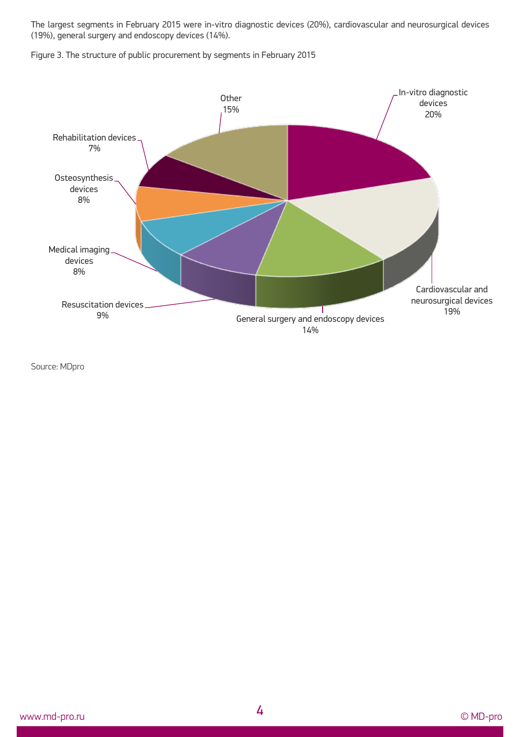The largest segments in February 2015 were in-vitro diagnostic devices (20%), cardiovascular and neurosurgical devices (19%), general surgery and endoscopy devices (14%).

Figure 3. The structure of public procurement by segments in February 2015

Source: MDpro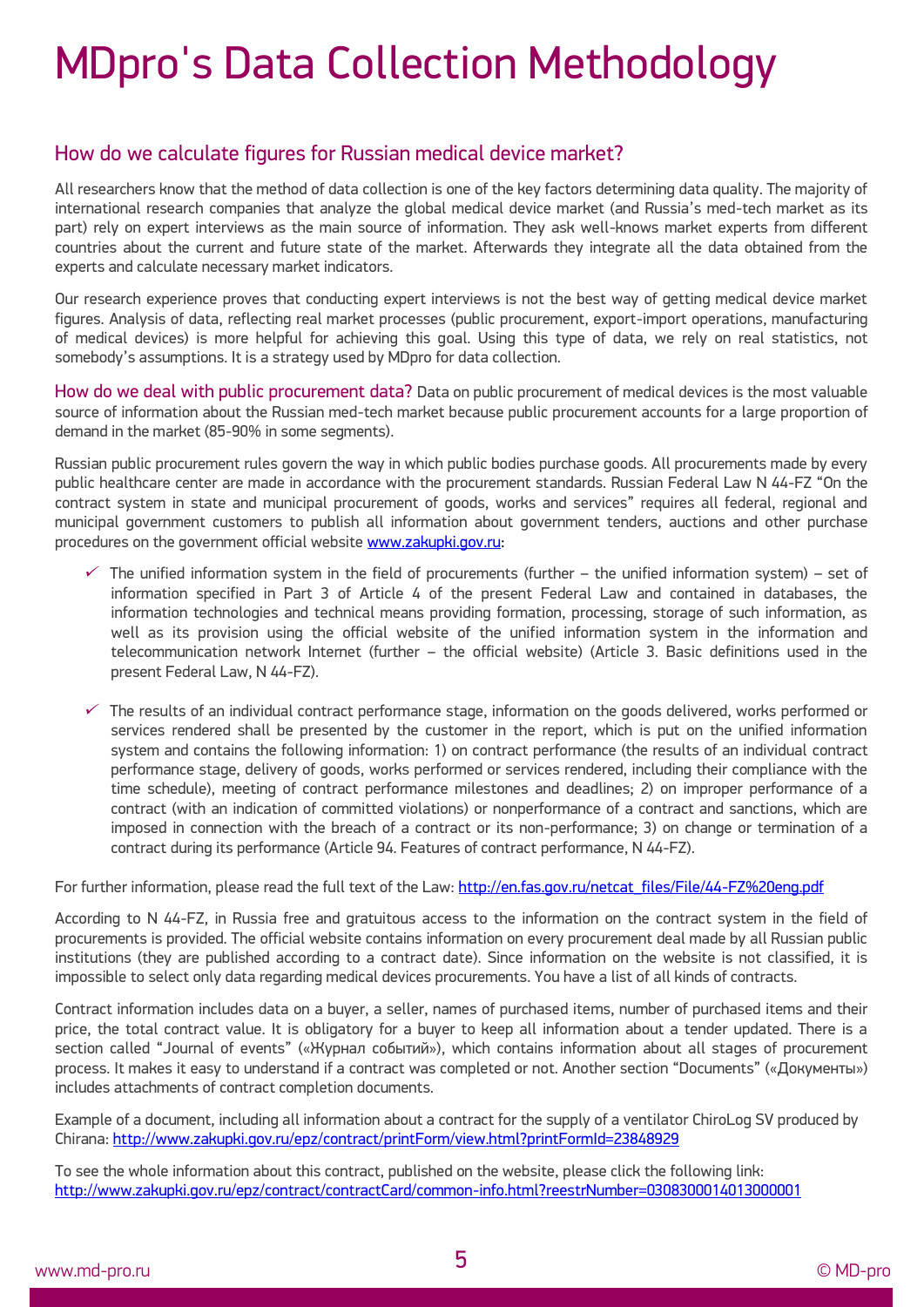# MDpro's Data Collection Methodology

## How do we calculate figures for Russian medical device market?

All researchers know that the method of data collection is one of the key factors determining data quality. The majority of international research companies that analyze the global medical device market (and Russia's med-tech market as its part) rely on expert interviews as the main source of information. They ask well-knows market experts from different countries about the current and future state of the market. Afterwards they integrate all the data obtained from the experts and calculate necessary market indicators.

Our research experience proves that conducting expert interviews is not the best way of getting medical device market figures. Analysis of data, reflecting real market processes (public procurement, export-import operations, manufacturing of medical devices) is more helpful for achieving this goal. Using this type of data, we rely on real statistics, not somebody's assumptions. It is a strategy used by MDpro for data collection.

**How do we deal with public procurement data?** Data on public procurement of medical devices is the most valuable source of information about the Russian med-tech market because public procurement accounts for a large proportion of demand in the market (85-90% in some segments).

Russian public procurement rules govern the way in which public bodies purchase goods. All procurements made by every public healthcare center are made in accordance with the procurement standards. Russian Federal Law N 44-FZ "On the contract system in state and municipal procurement of goods, works and services" requires all federal, regional and municipal government customers to publish all information about government tenders, auctions and other purchase procedures on the government official website [www.zakupki.gov.ru](http://www.zakupki.gov.ru):

- ✓ The unified information system in the field of procurements (further – the unified information system) – set of information specified in Part 3 of Article 4 of the present Federal Law and contained in databases, the information technologies and technical means providing formation, processing, storage of such information, as well as its provision using the official website of the unified information system in the information and telecommunication network Internet (further – the official website) (Article 3. Basic definitions used in the present Federal Law, N 44-FZ).

- ✓ The results of an individual contract performance stage, information on the goods delivered, works performed or services rendered shall be presented by the customer in the report, which is put on the unified information system and contains the following information: 1) on contract performance (the results of an individual contract performance stage, delivery of goods, works performed or services rendered, including their compliance with the time schedule), meeting of contract performance milestones and deadlines; 2) on improper performance of a contract (with an indication of committed violations) or nonperformance of a contract and sanctions, which are imposed in connection with the breach of a contract or its non-performance; 3) on change or termination of a contract during its performance (Article 94. Features of contract performance, N 44-FZ).

For further information, please read the full text of the Law: [http://en.fas.gov.ru/netcat_files/File/44-FZ%20eng.pdf](http://en.fas.gov.ru/netcat_files/File/44-FZ%20eng.pdf)

According to N 44-FZ, in Russia free and gratuitous access to the information on the contract system in the field of procurements is provided. The official website contains information on every procurement deal made by all Russian public institutions (they are published according to a contract date). Since information on the website is not classified, it is impossible to select only data regarding medical devices procurements. You have a list of all kinds of contracts.

Contract information includes data on a buyer, a seller, names of purchased items, number of purchased items and their price, the total contract value. It is obligatory for a buyer to keep all information about a tender updated. There is a section called "Journal of events" («Журнал событий»), which contains information about all stages of procurement process. It makes it easy to understand if a contract was completed or not. Another section "Documents" («Документы») includes attachments of contract completion documents.

Example of a document, including all information about a contract for the supply of a ventilator ChiroLog SV produced by Chirana: [http://www.zakupki.gov.ru/epz/contract/printForm/view.html?printFormId=23848929](http://www.zakupki.gov.ru/epz/contract/printForm/view.html?printFormId=23848929)

To see the whole information about this contract, published on the website, please click the following link: [http://www.zakupki.gov.ru/epz/contract/contractCard/common-info.html?reestrNumber=0308300014013000001](http://www.zakupki.gov.ru/epz/contract/contractCard/common-info.html?reestrNumber=0308300014013000001)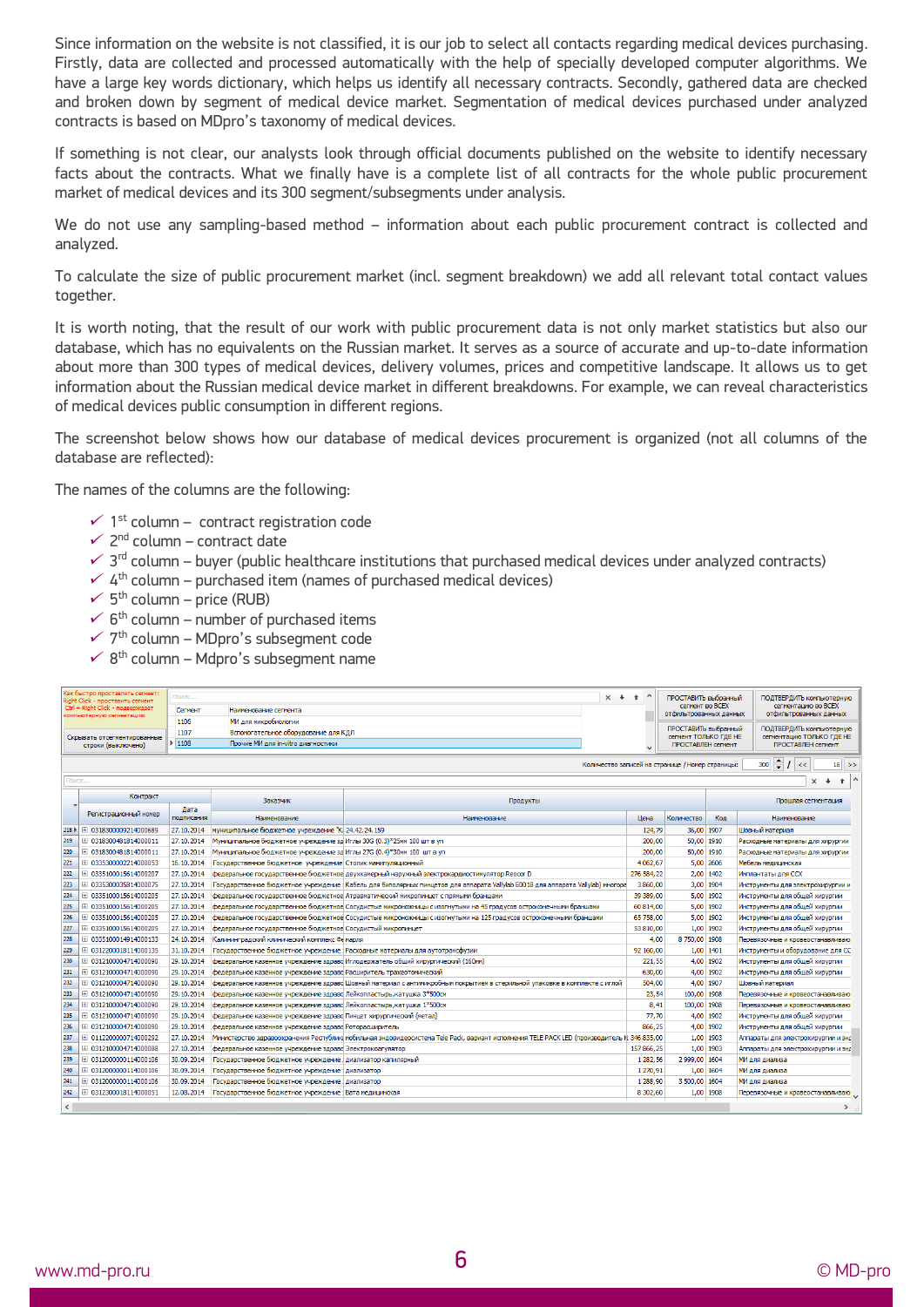Since information on the website is not classified, it is our job to select all contacts regarding medical devices purchasing. Firstly, data are collected and processed automatically with the help of specially developed computer algorithms. We have a large key words dictionary, which helps us identify all necessary contracts. Secondly, gathered data are checked and broken down by segment of medical device market. Segmentation of medical devices purchased under analyzed contracts is based on MDpro's taxonomy of medical devices.

If something is not clear, our analysts look through official documents published on the website to identify necessary facts about the contracts. What we finally have is a complete list of all contracts for the whole public procurement market of medical devices and its 300 segment/subsegments under analysis.

We do not use any sampling-based method – information about each public procurement contract is collected and analyzed.

To calculate the size of public procurement market (incl. segment breakdown) we add all relevant total contact values together.

It is worth noting, that the result of our work with public procurement data is not only market statistics but also our database, which has no equivalents on the Russian market. It serves as a source of accurate and up-to-date information about more than 300 types of medical devices, delivery volumes, prices and competitive landscape. It allows us to get information about the Russian medical device market in different breakdowns. For example, we can reveal characteristics of medical devices public consumption in different regions.

The screenshot below shows how our database of medical devices procurement is organized (not all columns of the database are reflected):

The names of the columns are the following:

- ✓ 1st column – contract registration code
- ✓ 2nd column – contract date
- ✓ 3rd column – buyer (public healthcare institutions that purchased medical devices under analyzed contracts)
- ✓ 4th column – purchased item (names of purchased medical devices)
- ✓ 5th column – price (RUB)
- ✓ 6th column – number of purchased items
- ✓ 7th column – MDpro's subsegment code
- ✓ 8th column – Mdpro's subsegment name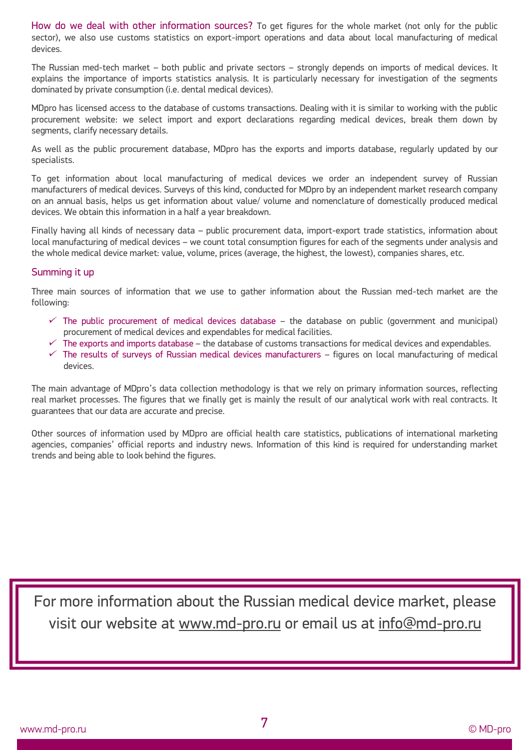**How do we deal with other information sources?** To get figures for the whole market (not only for the public sector), we also use customs statistics on export-import operations and data about local manufacturing of medical devices.

The Russian med-tech market – both public and private sectors – strongly depends on imports of medical devices. It explains the importance of imports statistics analysis. It is particularly necessary for investigation of the segments dominated by private consumption (i.e. dental medical devices).

MDpro has licensed access to the database of customs transactions. Dealing with it is similar to working with the public procurement website: we select import and export declarations regarding medical devices, break them down by segments, clarify necessary details.

As well as the public procurement database, MDpro has the exports and imports database, regularly updated by our specialists.

To get information about local manufacturing of medical devices we order an independent survey of Russian manufacturers of medical devices. Surveys of this kind, conducted for MDpro by an independent market research company on an annual basis, helps us get information about value/ volume and nomenclature of domestically produced medical devices. We obtain this information in a half a year breakdown.

Finally having all kinds of necessary data – public procurement data, import-export trade statistics, information about local manufacturing of medical devices – we count total consumption figures for each of the segments under analysis and the whole medical device market: value, volume, prices (average, the highest, the lowest), companies shares, etc.

## Summing it up

Three main sources of information that we use to gather information about the Russian med-tech market are the following:

- ✓ The public procurement of medical devices database – the database on public (government and municipal) procurement of medical devices and expendables for medical facilities.
- ✓ The exports and imports database – the database of customs transactions for medical devices and expendables.
- ✓ The results of surveys of Russian medical devices manufacturers – figures on local manufacturing of medical devices.

The main advantage of MDpro's data collection methodology is that we rely on primary information sources, reflecting real market processes. The figures that we finally get is mainly the result of our analytical work with real contracts. It guarantees that our data are accurate and precise.

Other sources of information used by MDpro are official health care statistics, publications of international marketing agencies, companies' official reports and industry news. Information of this kind is required for understanding market trends and being able to look behind the figures.

For more information about the Russian medical device market, please visit our website at www.md-pro.ru or email us at info@md-pro.ru